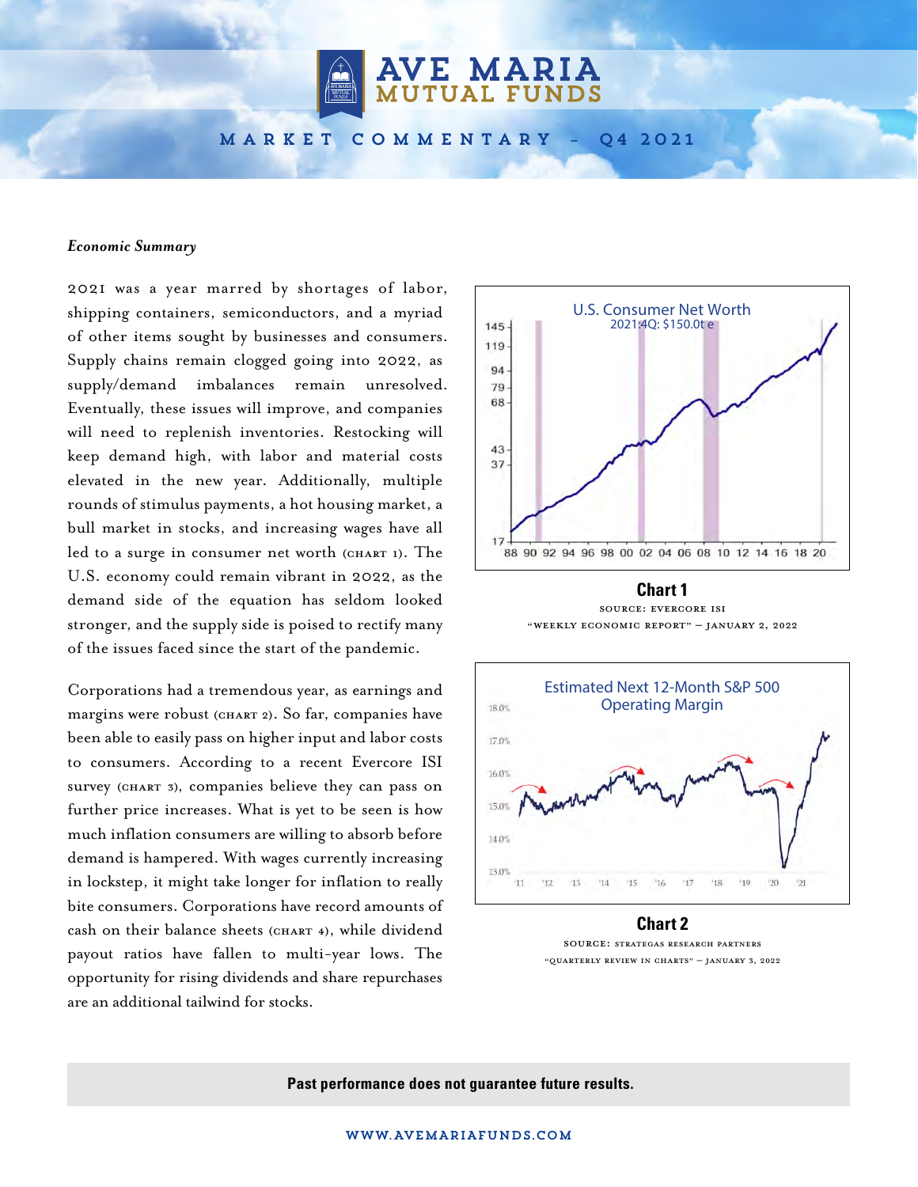# AVE MARIA MUTUAL FUNDS

## MARKET COMMENTARY – Q4 2021

***Economic Summary***

2021 was a year marred by shortages of labor, shipping containers, semiconductors, and a myriad of other items sought by businesses and consumers. Supply chains remain clogged going into 2022, as supply/demand imbalances remain unresolved. Eventually, these issues will improve, and companies will need to replenish inventories. Restocking will keep demand high, with labor and material costs elevated in the new year. Additionally, multiple rounds of stimulus payments, a hot housing market, a bull market in stocks, and increasing wages have all led to a surge in consumer net worth (CHART 1). The U.S. economy could remain vibrant in 2022, as the demand side of the equation has seldom looked stronger, and the supply side is poised to rectify many of the issues faced since the start of the pandemic.

Corporations had a tremendous year, as earnings and margins were robust (CHART 2). So far, companies have been able to easily pass on higher input and labor costs to consumers. According to a recent Evercore ISI survey (CHART 3), companies believe they can pass on further price increases. What is yet to be seen is how much inflation consumers are willing to absorb before demand is hampered. With wages currently increasing in lockstep, it might take longer for inflation to really bite consumers. Corporations have record amounts of cash on their balance sheets (CHART 4), while dividend payout ratios have fallen to multi-year lows. The opportunity for rising dividends and share repurchases are an additional tailwind for stocks.

**Chart 1**

SOURCE: EVERCORE ISI
"WEEKLY ECONOMIC REPORT" – JANUARY 2, 2022

**Chart 2**

SOURCE: STRATEGAS RESEARCH PARTNERS
"QUARTERLY REVIEW IN CHARTS" – JANUARY 3, 2022

**Past performance does not guarantee future results.**

WWW.AVEMARIAFUNDS.COM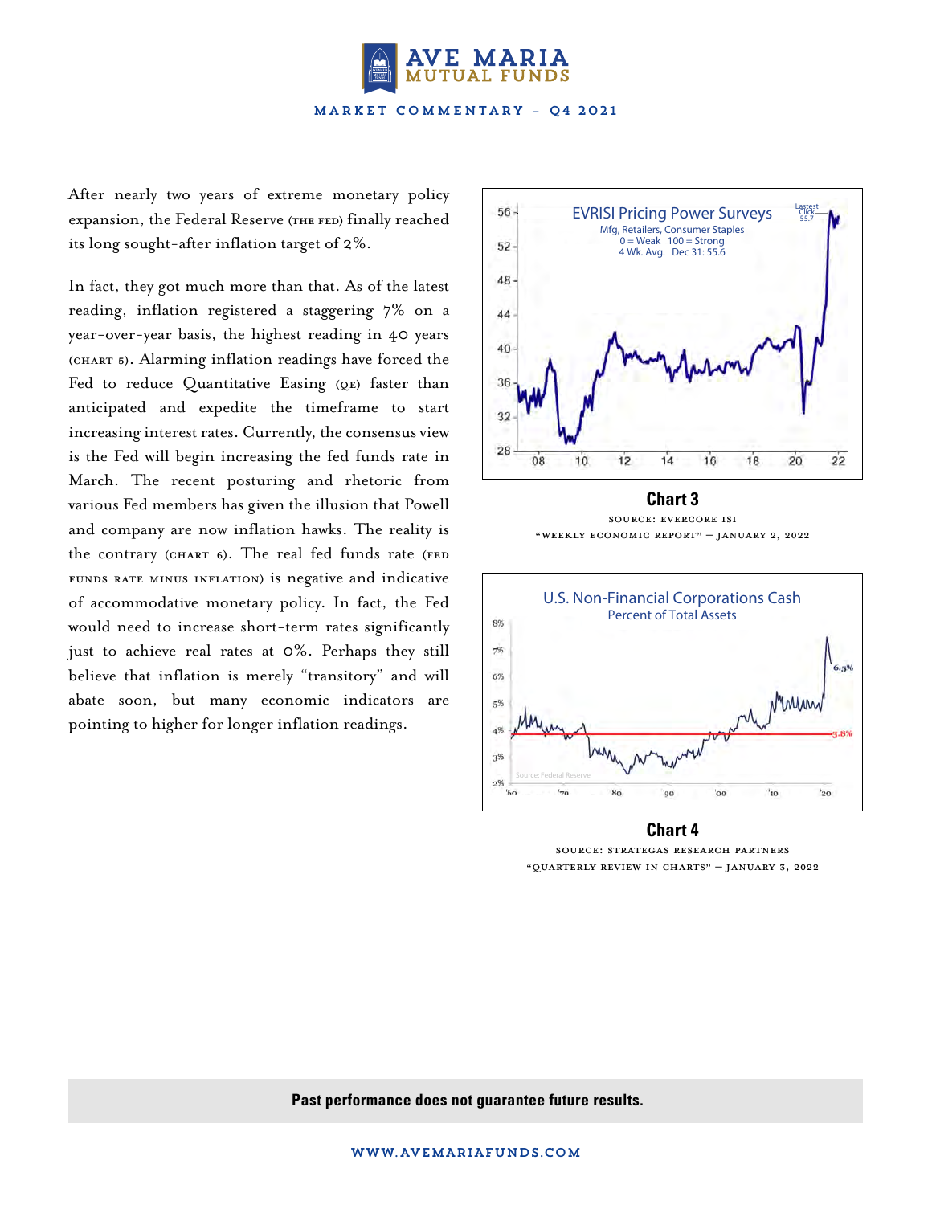After nearly two years of extreme monetary policy expansion, the Federal Reserve (THE FED) finally reached its long sought-after inflation target of 2%.

In fact, they got much more than that. As of the latest reading, inflation registered a staggering 7% on a year-over-year basis, the highest reading in 40 years (CHART 5). Alarming inflation readings have forced the Fed to reduce Quantitative Easing (QE) faster than anticipated and expedite the timeframe to start increasing interest rates. Currently, the consensus view is the Fed will begin increasing the fed funds rate in March. The recent posturing and rhetoric from various Fed members has given the illusion that Powell and company are now inflation hawks. The reality is the contrary (CHART 6). The real fed funds rate (FED FUNDS RATE MINUS INFLATION) is negative and indicative of accommodative monetary policy. In fact, the Fed would need to increase short-term rates significantly just to achieve real rates at 0%. Perhaps they still believe that inflation is merely "transitory" and will abate soon, but many economic indicators are pointing to higher for longer inflation readings.

**Chart 3**

SOURCE: EVERCORE ISI
"WEEKLY ECONOMIC REPORT" – JANUARY 2, 2022

**Chart 4**

SOURCE: STRATEGAS RESEARCH PARTNERS
"QUARTERLY REVIEW IN CHARTS" – JANUARY 3, 2022

**Past performance does not guarantee future results.**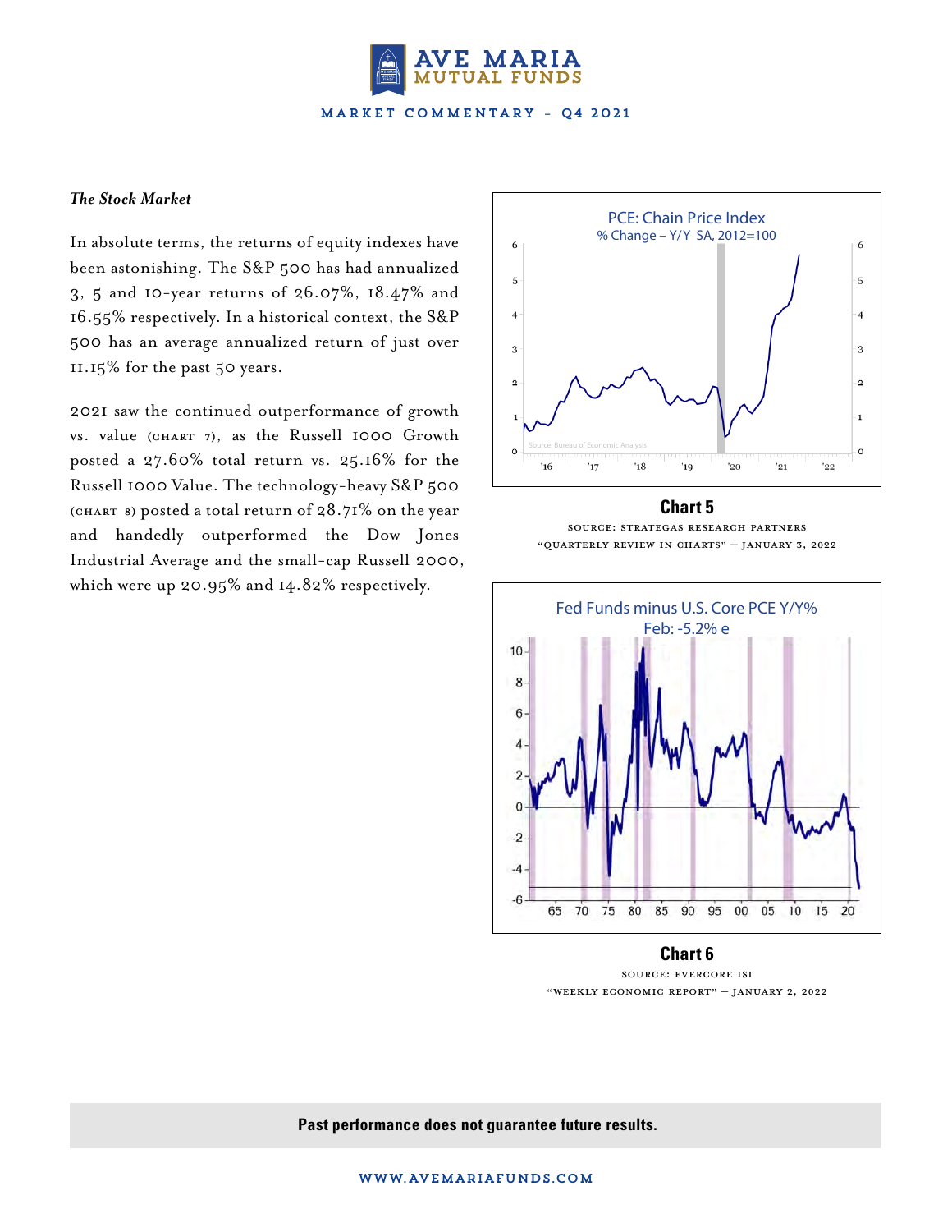### *The Stock Market*

In absolute terms, the returns of equity indexes have been astonishing. The S&P 500 has had annualized 3, 5 and 10-year returns of 26.07%, 18.47% and 16.55% respectively. In a historical context, the S&P 500 has an average annualized return of just over 11.15% for the past 50 years.

2021 saw the continued outperformance of growth vs. value (CHART 7), as the Russell 1000 Growth posted a 27.60% total return vs. 25.16% for the Russell 1000 Value. The technology-heavy S&P 500 (CHART 8) posted a total return of 28.71% on the year and handedly outperformed the Dow Jones Industrial Average and the small-cap Russell 2000, which were up 20.95% and 14.82% respectively.

PCE: Chain Price Index
% Change – Y/Y SA, 2012=100

Source: Bureau of Economic Analysis

**Chart 5**

SOURCE: STRATEGAS RESEARCH PARTNERS
"QUARTERLY REVIEW IN CHARTS" – JANUARY 3, 2022

Fed Funds minus U.S. Core PCE Y/Y%
Feb: -5.2% e

**Chart 6**

SOURCE: EVERCORE ISI
"WEEKLY ECONOMIC REPORT" – JANUARY 2, 2022

**Past performance does not guarantee future results.**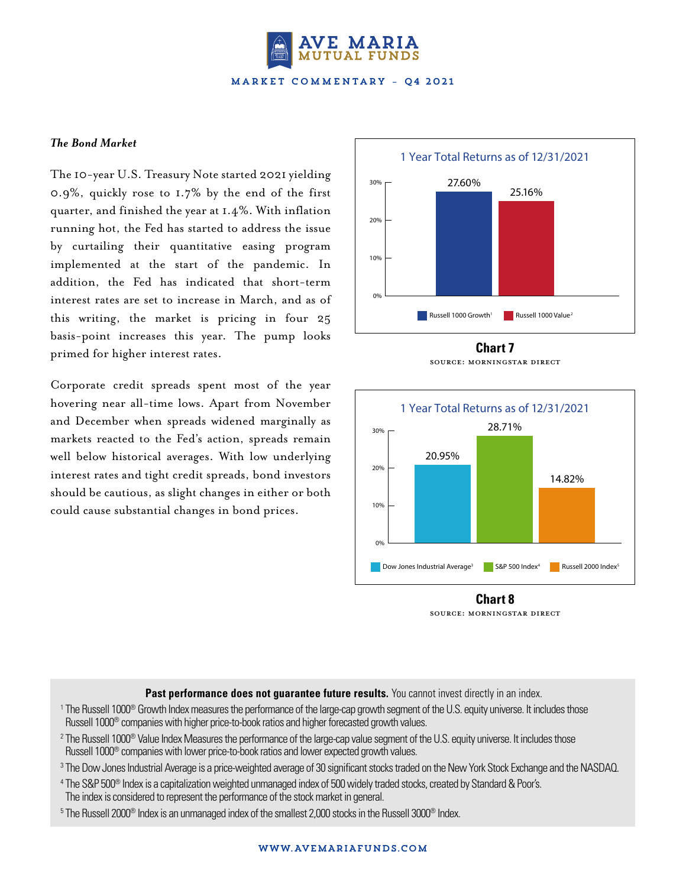### *The Bond Market*

The 10-year U.S. Treasury Note started 2021 yielding 0.9%, quickly rose to 1.7% by the end of the first quarter, and finished the year at 1.4%. With inflation running hot, the Fed has started to address the issue by curtailing their quantitative easing program implemented at the start of the pandemic. In addition, the Fed has indicated that short-term interest rates are set to increase in March, and as of this writing, the market is pricing in four 25 basis-point increases this year. The pump looks primed for higher interest rates.

Corporate credit spreads spent most of the year hovering near all-time lows. Apart from November and December when spreads widened marginally as markets reacted to the Fed's action, spreads remain well below historical averages. With low underlying interest rates and tight credit spreads, bond investors should be cautious, as slight changes in either or both could cause substantial changes in bond prices.

**1 Year Total Returns as of 12/31/2021**

| Index | 1 Year Total Return |
|---|---|
| Russell 1000 Growth[1] | 27.60% |
| Russell 1000 Value[2] | 25.16% |

**Chart 7**

SOURCE: MORNINGSTAR DIRECT

**1 Year Total Returns as of 12/31/2021**

| Index | 1 Year Total Return |
|---|---|
| Dow Jones Industrial Average[3] | 20.95% |
| S&P 500 Index[4] | 28.71% |
| Russell 2000 Index[5] | 14.82% |

**Chart 8**

SOURCE: MORNINGSTAR DIRECT

**Past performance does not guarantee future results.** You cannot invest directly in an index.

[1] The Russell 1000® Growth Index measures the performance of the large-cap growth segment of the U.S. equity universe. It includes those Russell 1000® companies with higher price-to-book ratios and higher forecasted growth values.

[2] The Russell 1000® Value Index Measures the performance of the large-cap value segment of the U.S. equity universe. It includes those Russell 1000® companies with lower price-to-book ratios and lower expected growth values.

[3] The Dow Jones Industrial Average is a price-weighted average of 30 significant stocks traded on the New York Stock Exchange and the NASDAQ.

[4] The S&P 500® Index is a capitalization weighted unmanaged index of 500 widely traded stocks, created by Standard & Poor's. The index is considered to represent the performance of the stock market in general.

[5] The Russell 2000® Index is an unmanaged index of the smallest 2,000 stocks in the Russell 3000® Index.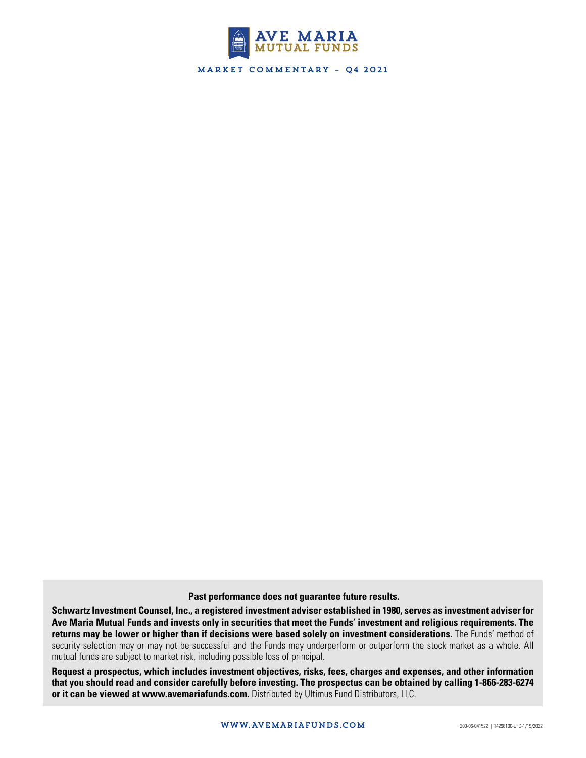**Past performance does not guarantee future results.**

**Schwartz Investment Counsel, Inc., a registered investment adviser established in 1980, serves as investment adviser for Ave Maria Mutual Funds and invests only in securities that meet the Funds' investment and religious requirements. The returns may be lower or higher than if decisions were based solely on investment considerations.** The Funds' method of security selection may or may not be successful and the Funds may underperform or outperform the stock market as a whole. All mutual funds are subject to market risk, including possible loss of principal.

**Request a prospectus, which includes investment objectives, risks, fees, charges and expenses, and other information that you should read and consider carefully before investing. The prospectus can be obtained by calling 1-866-283-6274 or it can be viewed at www.avemariafunds.com.** Distributed by Ultimus Fund Distributors, LLC.

200-06-041522 | 14298100-UFD-1/19/2022